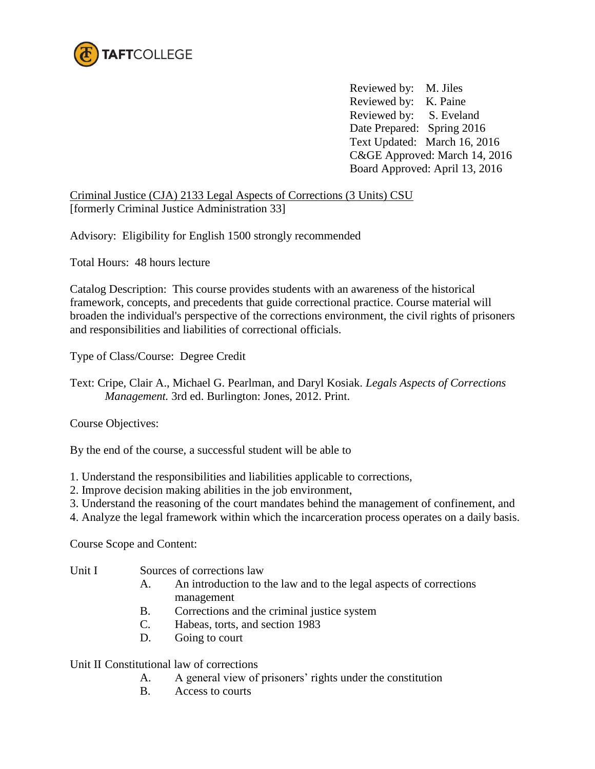TAFTCOLLEGE

Reviewed by: M. Jiles
Reviewed by: K. Paine
Reviewed by: S. Eveland
Date Prepared: Spring 2016
Text Updated: March 16, 2016
C&GE Approved: March 14, 2016
Board Approved: April 13, 2016

Criminal Justice (CJA) 2133 Legal Aspects of Corrections (3 Units) CSU
[formerly Criminal Justice Administration 33]

Advisory: Eligibility for English 1500 strongly recommended

Total Hours: 48 hours lecture

Catalog Description: This course provides students with an awareness of the historical framework, concepts, and precedents that guide correctional practice. Course material will broaden the individual's perspective of the corrections environment, the civil rights of prisoners and responsibilities and liabilities of correctional officials.

Type of Class/Course: Degree Credit

Text: Cripe, Clair A., Michael G. Pearlman, and Daryl Kosiak. *Legals Aspects of Corrections Management.* 3rd ed. Burlington: Jones, 2012. Print.

Course Objectives:

By the end of the course, a successful student will be able to

1. Understand the responsibilities and liabilities applicable to corrections,
2. Improve decision making abilities in the job environment,
3. Understand the reasoning of the court mandates behind the management of confinement, and
4. Analyze the legal framework within which the incarceration process operates on a daily basis.

Course Scope and Content:

Unit I Sources of corrections law

- A. An introduction to the law and to the legal aspects of corrections management
- B. Corrections and the criminal justice system
- C. Habeas, torts, and section 1983
- D. Going to court

Unit II Constitutional law of corrections

- A. A general view of prisoners' rights under the constitution
- B. Access to courts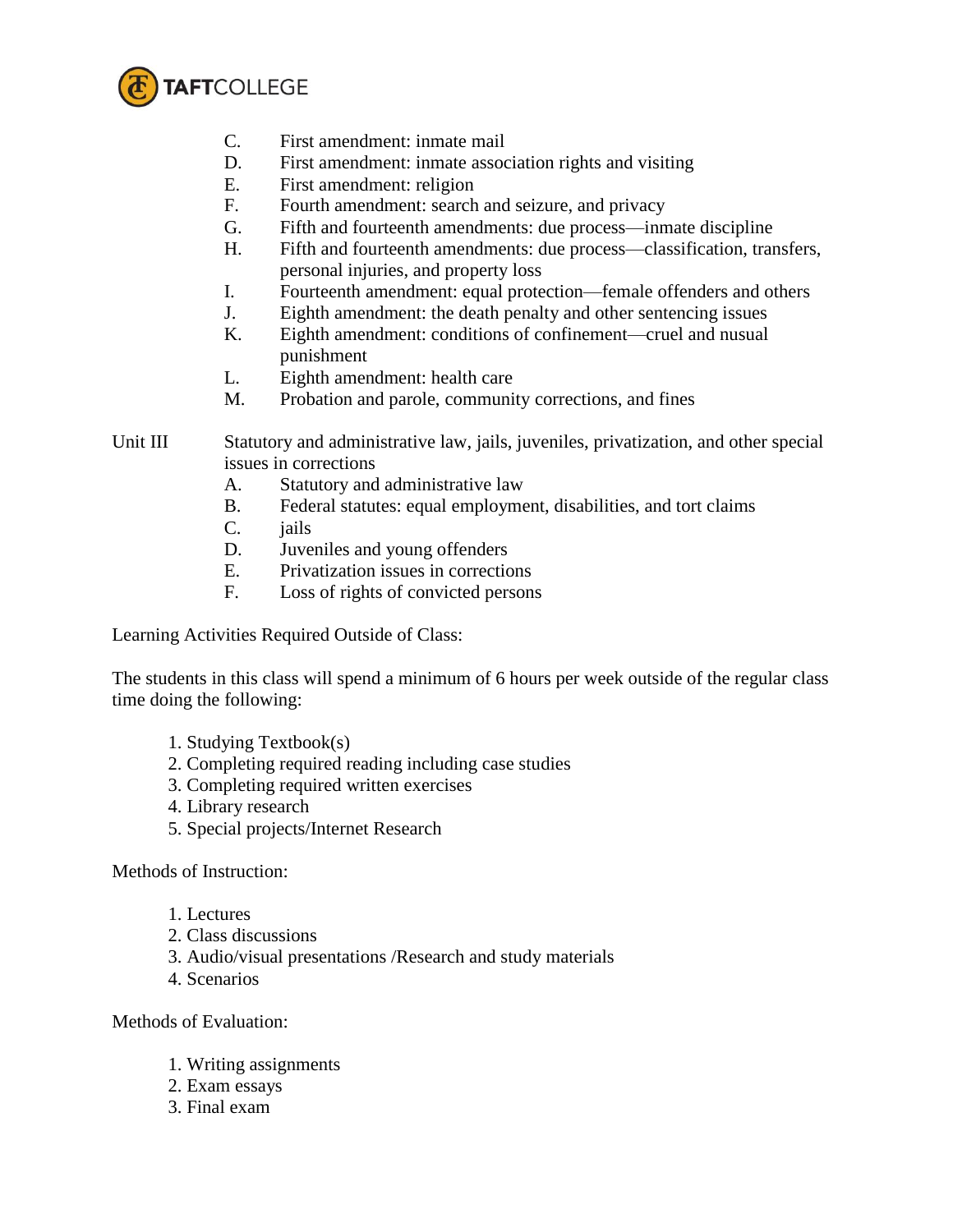C. First amendment: inmate mail
D. First amendment: inmate association rights and visiting
E. First amendment: religion
F. Fourth amendment: search and seizure, and privacy
G. Fifth and fourteenth amendments: due process—inmate discipline
H. Fifth and fourteenth amendments: due process—classification, transfers, personal injuries, and property loss
I. Fourteenth amendment: equal protection—female offenders and others
J. Eighth amendment: the death penalty and other sentencing issues
K. Eighth amendment: conditions of confinement—cruel and nusual punishment
L. Eighth amendment: health care
M. Probation and parole, community corrections, and fines

Unit III Statutory and administrative law, jails, juveniles, privatization, and other special issues in corrections

A. Statutory and administrative law
B. Federal statutes: equal employment, disabilities, and tort claims
C. jails
D. Juveniles and young offenders
E. Privatization issues in corrections
F. Loss of rights of convicted persons

Learning Activities Required Outside of Class:

The students in this class will spend a minimum of 6 hours per week outside of the regular class time doing the following:

1. Studying Textbook(s)
2. Completing required reading including case studies
3. Completing required written exercises
4. Library research
5. Special projects/Internet Research

Methods of Instruction:

1. Lectures
2. Class discussions
3. Audio/visual presentations /Research and study materials
4. Scenarios

Methods of Evaluation:

1. Writing assignments
2. Exam essays
3. Final exam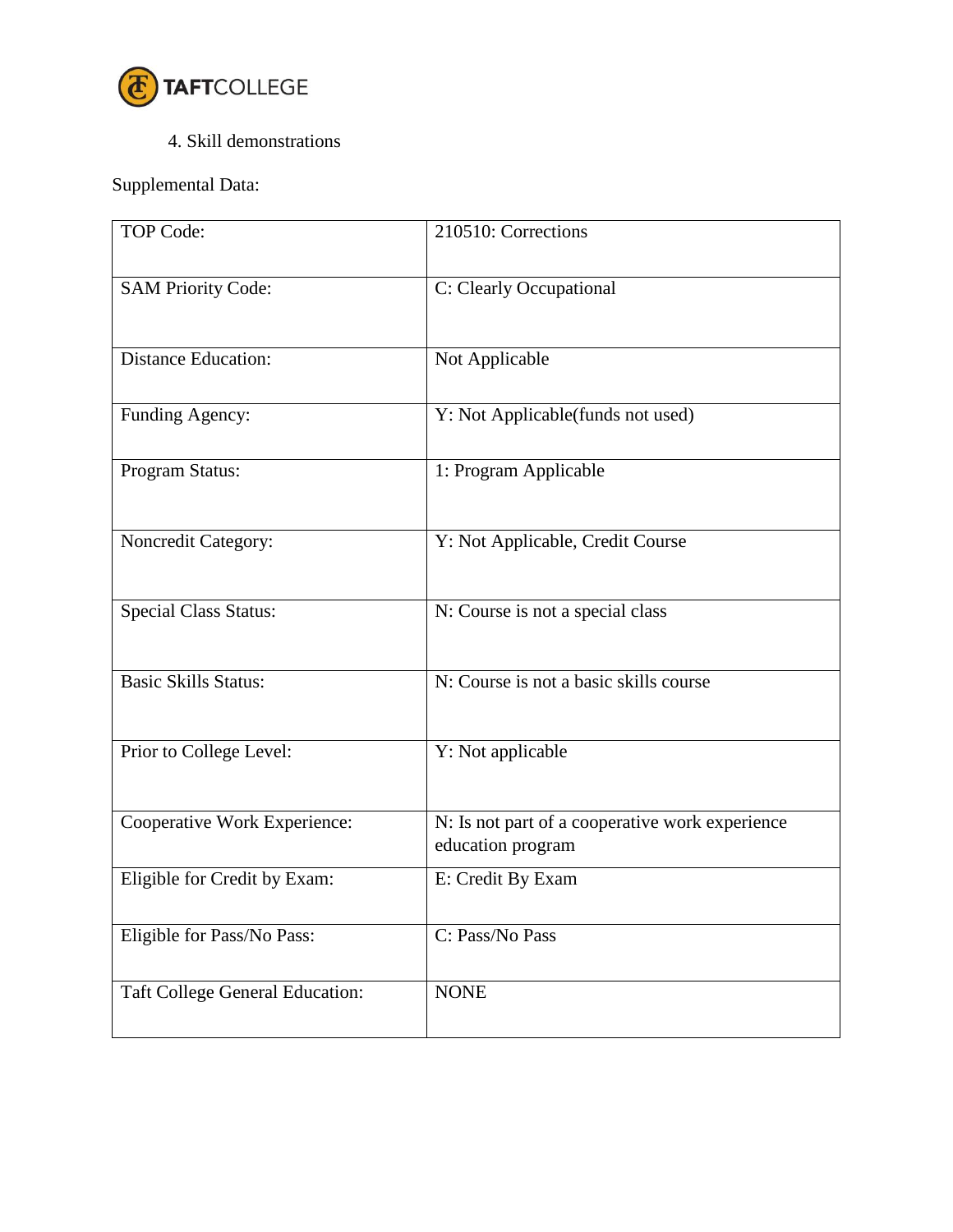4. Skill demonstrations

Supplemental Data:

| | |
|---|---|
| TOP Code: | 210510: Corrections |
| SAM Priority Code: | C: Clearly Occupational |
| Distance Education: | Not Applicable |
| Funding Agency: | Y: Not Applicable(funds not used) |
| Program Status: | 1: Program Applicable |
| Noncredit Category: | Y: Not Applicable, Credit Course |
| Special Class Status: | N: Course is not a special class |
| Basic Skills Status: | N: Course is not a basic skills course |
| Prior to College Level: | Y: Not applicable |
| Cooperative Work Experience: | N: Is not part of a cooperative work experience education program |
| Eligible for Credit by Exam: | E: Credit By Exam |
| Eligible for Pass/No Pass: | C: Pass/No Pass |
| Taft College General Education: | NONE |